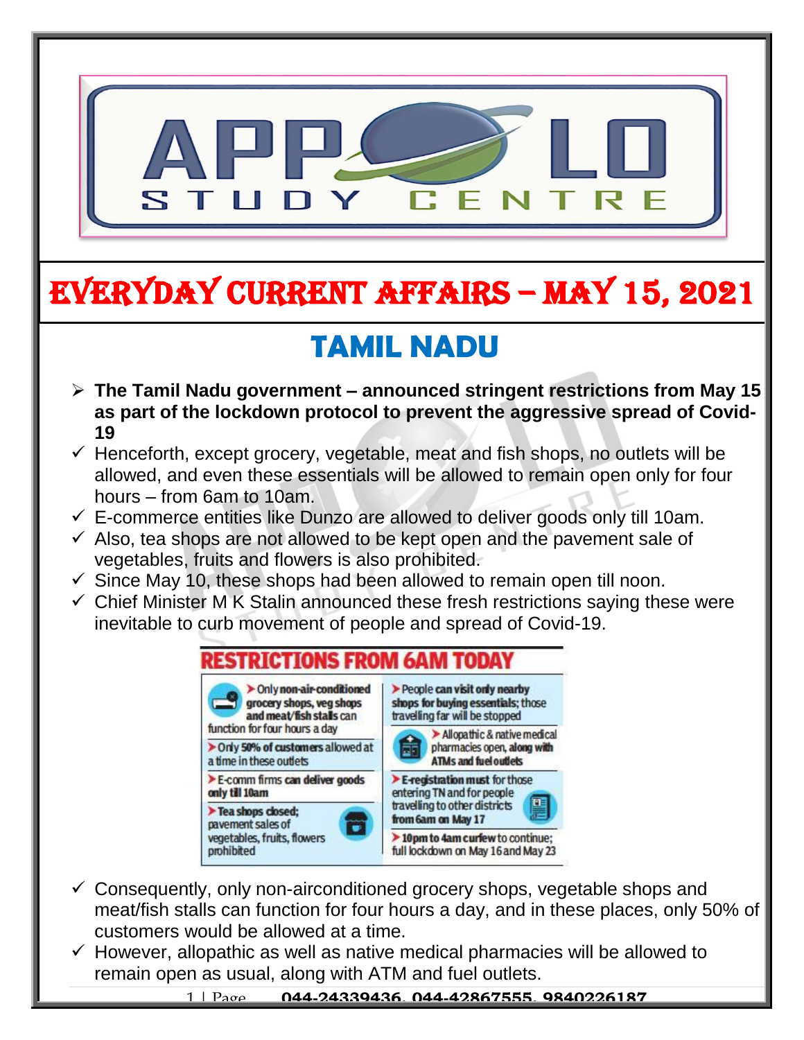# EVERYDAY CURRENT AFFAIRS – MAY 15, 2021

## TAMIL NADU

- **The Tamil Nadu government – announced stringent restrictions from May 15 as part of the lockdown protocol to prevent the aggressive spread of Covid-19**
- ✓ Henceforth, except grocery, vegetable, meat and fish shops, no outlets will be allowed, and even these essentials will be allowed to remain open only for four hours – from 6am to 10am.
- ✓ E-commerce entities like Dunzo are allowed to deliver goods only till 10am.
- ✓ Also, tea shops are not allowed to be kept open and the pavement sale of vegetables, fruits and flowers is also prohibited.
- ✓ Since May 10, these shops had been allowed to remain open till noon.
- ✓ Chief Minister M K Stalin announced these fresh restrictions saying these were inevitable to curb movement of people and spread of Covid-19.

**RESTRICTIONS FROM 6AM TODAY**

- Only **non-air-conditioned grocery shops, veg shops and meat/fish stalls** can function for four hours a day
- Only **50% of customers** allowed at a time in these outlets
- E-comm firms **can deliver goods only till 10am**
- **Tea shops closed;** pavement sales of vegetables, fruits, flowers prohibited
- People **can visit only nearby shops for buying essentials;** those travelling far will be stopped
- Allopathic & native medical pharmacies open, **along with ATMs and fuel outlets**
- **E-registration must** for those entering TN and for people travelling to other districts **from 6am on May 17**
- **10pm to 4am curfew** to continue; full lockdown on May 16 and May 23

- ✓ Consequently, only non-airconditioned grocery shops, vegetable shops and meat/fish stalls can function for four hours a day, and in these places, only 50% of customers would be allowed at a time.
- ✓ However, allopathic as well as native medical pharmacies will be allowed to remain open as usual, along with ATM and fuel outlets.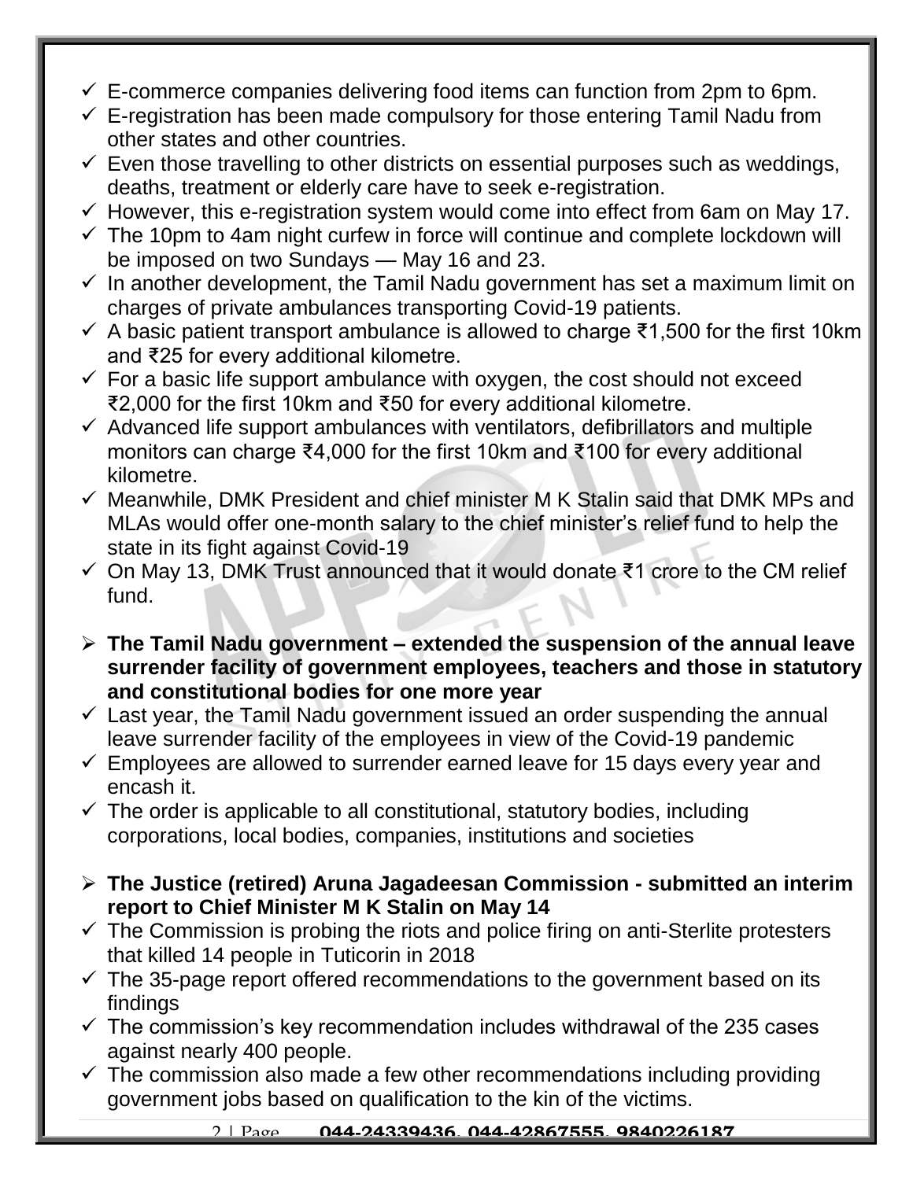- ✓ E-commerce companies delivering food items can function from 2pm to 6pm.
- ✓ E-registration has been made compulsory for those entering Tamil Nadu from other states and other countries.
- ✓ Even those travelling to other districts on essential purposes such as weddings, deaths, treatment or elderly care have to seek e-registration.
- ✓ However, this e-registration system would come into effect from 6am on May 17.
- ✓ The 10pm to 4am night curfew in force will continue and complete lockdown will be imposed on two Sundays — May 16 and 23.
- ✓ In another development, the Tamil Nadu government has set a maximum limit on charges of private ambulances transporting Covid-19 patients.
- ✓ A basic patient transport ambulance is allowed to charge ₹1,500 for the first 10km and ₹25 for every additional kilometre.
- ✓ For a basic life support ambulance with oxygen, the cost should not exceed ₹2,000 for the first 10km and ₹50 for every additional kilometre.
- ✓ Advanced life support ambulances with ventilators, defibrillators and multiple monitors can charge ₹4,000 for the first 10km and ₹100 for every additional kilometre.
- ✓ Meanwhile, DMK President and chief minister M K Stalin said that DMK MPs and MLAs would offer one-month salary to the chief minister's relief fund to help the state in its fight against Covid-19
- ✓ On May 13, DMK Trust announced that it would donate ₹1 crore to the CM relief fund.

- ➢ **The Tamil Nadu government – extended the suspension of the annual leave surrender facility of government employees, teachers and those in statutory and constitutional bodies for one more year**
- ✓ Last year, the Tamil Nadu government issued an order suspending the annual leave surrender facility of the employees in view of the Covid-19 pandemic
- ✓ Employees are allowed to surrender earned leave for 15 days every year and encash it.
- ✓ The order is applicable to all constitutional, statutory bodies, including corporations, local bodies, companies, institutions and societies

- ➢ **The Justice (retired) Aruna Jagadeesan Commission - submitted an interim report to Chief Minister M K Stalin on May 14**
- ✓ The Commission is probing the riots and police firing on anti-Sterlite protesters that killed 14 people in Tuticorin in 2018
- ✓ The 35-page report offered recommendations to the government based on its findings
- ✓ The commission's key recommendation includes withdrawal of the 235 cases against nearly 400 people.
- ✓ The commission also made a few other recommendations including providing government jobs based on qualification to the kin of the victims.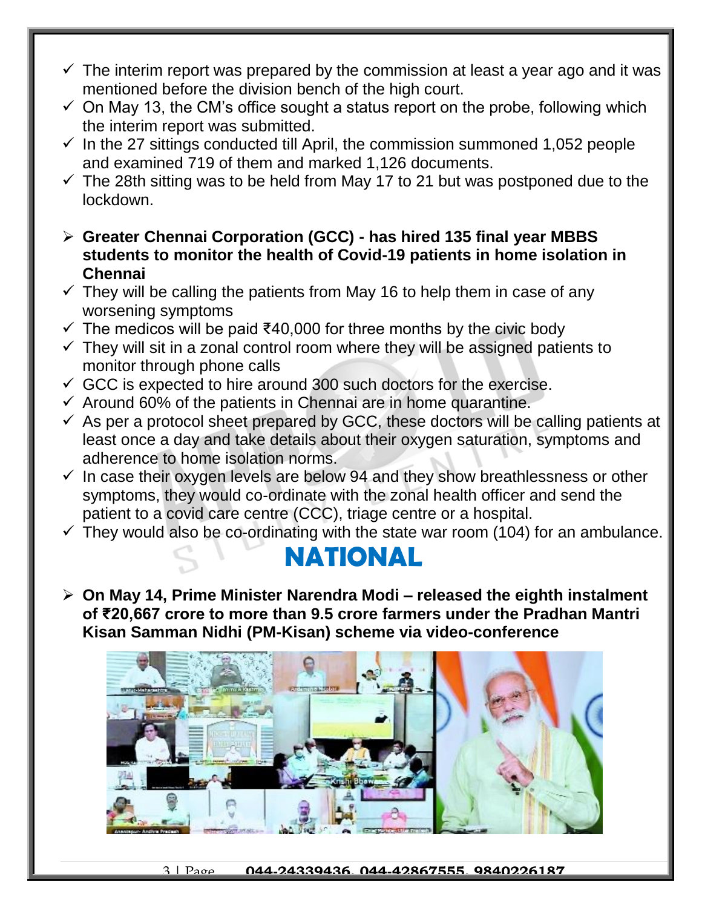- ✓ The interim report was prepared by the commission at least a year ago and it was mentioned before the division bench of the high court.
- ✓ On May 13, the CM's office sought a status report on the probe, following which the interim report was submitted.
- ✓ In the 27 sittings conducted till April, the commission summoned 1,052 people and examined 719 of them and marked 1,126 documents.
- ✓ The 28th sitting was to be held from May 17 to 21 but was postponed due to the lockdown.

➢ **Greater Chennai Corporation (GCC) - has hired 135 final year MBBS students to monitor the health of Covid-19 patients in home isolation in Chennai**

- ✓ They will be calling the patients from May 16 to help them in case of any worsening symptoms
- ✓ The medicos will be paid ₹40,000 for three months by the civic body
- ✓ They will sit in a zonal control room where they will be assigned patients to monitor through phone calls
- ✓ GCC is expected to hire around 300 such doctors for the exercise.
- ✓ Around 60% of the patients in Chennai are in home quarantine.
- ✓ As per a protocol sheet prepared by GCC, these doctors will be calling patients at least once a day and take details about their oxygen saturation, symptoms and adherence to home isolation norms.
- ✓ In case their oxygen levels are below 94 and they show breathlessness or other symptoms, they would co-ordinate with the zonal health officer and send the patient to a covid care centre (CCC), triage centre or a hospital.
- ✓ They would also be co-ordinating with the state war room (104) for an ambulance.

# NATIONAL

➢ **On May 14, Prime Minister Narendra Modi – released the eighth instalment of ₹20,667 crore to more than 9.5 crore farmers under the Pradhan Mantri Kisan Samman Nidhi (PM-Kisan) scheme via video-conference**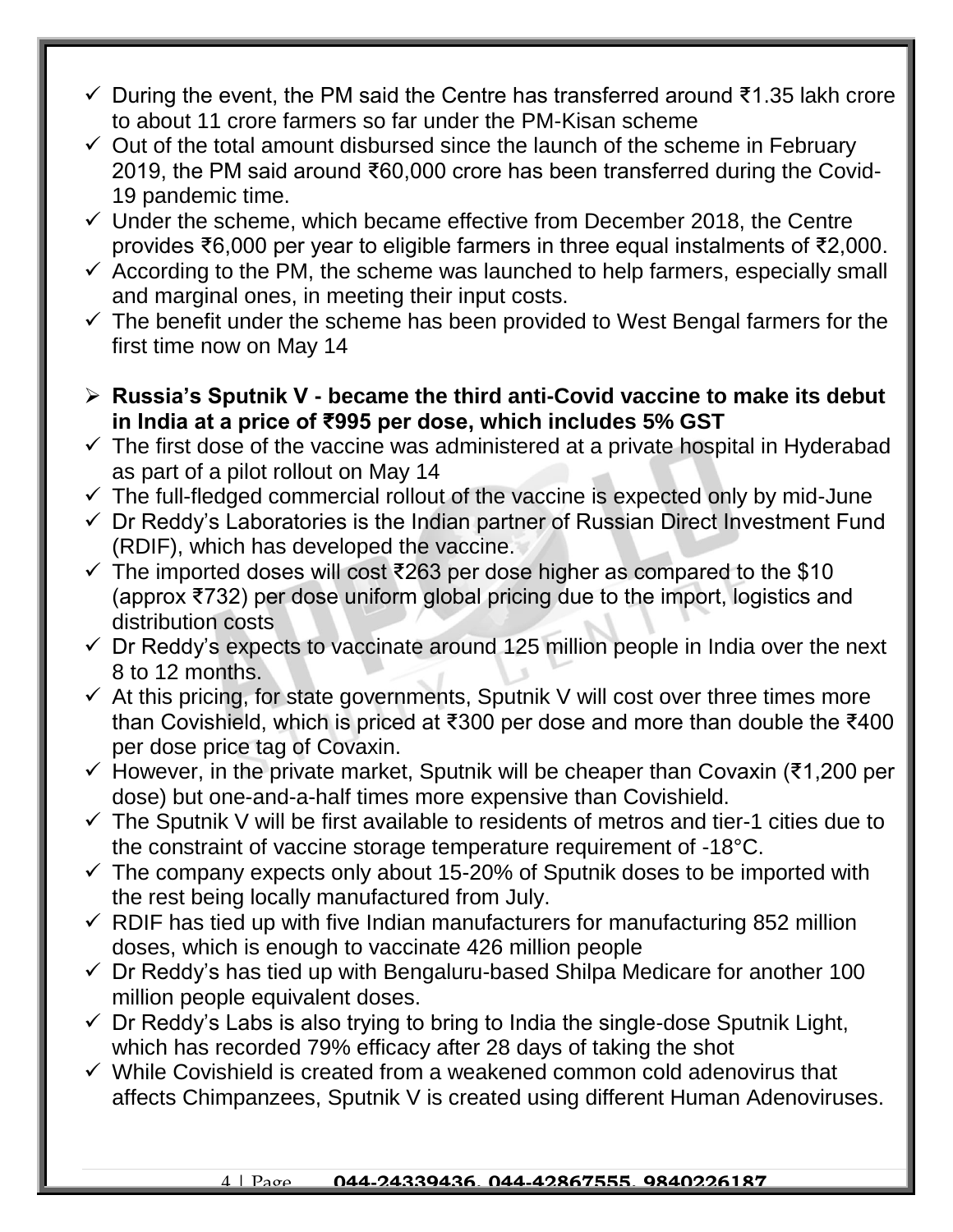- ✓ During the event, the PM said the Centre has transferred around ₹1.35 lakh crore to about 11 crore farmers so far under the PM-Kisan scheme
- ✓ Out of the total amount disbursed since the launch of the scheme in February 2019, the PM said around ₹60,000 crore has been transferred during the Covid-19 pandemic time.
- ✓ Under the scheme, which became effective from December 2018, the Centre provides ₹6,000 per year to eligible farmers in three equal instalments of ₹2,000.
- ✓ According to the PM, the scheme was launched to help farmers, especially small and marginal ones, in meeting their input costs.
- ✓ The benefit under the scheme has been provided to West Bengal farmers for the first time now on May 14

➢ **Russia's Sputnik V - became the third anti-Covid vaccine to make its debut in India at a price of ₹995 per dose, which includes 5% GST**

- ✓ The first dose of the vaccine was administered at a private hospital in Hyderabad as part of a pilot rollout on May 14
- ✓ The full-fledged commercial rollout of the vaccine is expected only by mid-June
- ✓ Dr Reddy's Laboratories is the Indian partner of Russian Direct Investment Fund (RDIF), which has developed the vaccine.
- ✓ The imported doses will cost ₹263 per dose higher as compared to the $10 (approx ₹732) per dose uniform global pricing due to the import, logistics and distribution costs
- ✓ Dr Reddy's expects to vaccinate around 125 million people in India over the next 8 to 12 months.
- ✓ At this pricing, for state governments, Sputnik V will cost over three times more than Covishield, which is priced at ₹300 per dose and more than double the ₹400 per dose price tag of Covaxin.
- ✓ However, in the private market, Sputnik will be cheaper than Covaxin (₹1,200 per dose) but one-and-a-half times more expensive than Covishield.
- ✓ The Sputnik V will be first available to residents of metros and tier-1 cities due to the constraint of vaccine storage temperature requirement of -18°C.
- ✓ The company expects only about 15-20% of Sputnik doses to be imported with the rest being locally manufactured from July.
- ✓ RDIF has tied up with five Indian manufacturers for manufacturing 852 million doses, which is enough to vaccinate 426 million people
- ✓ Dr Reddy's has tied up with Bengaluru-based Shilpa Medicare for another 100 million people equivalent doses.
- ✓ Dr Reddy's Labs is also trying to bring to India the single-dose Sputnik Light, which has recorded 79% efficacy after 28 days of taking the shot
- ✓ While Covishield is created from a weakened common cold adenovirus that affects Chimpanzees, Sputnik V is created using different Human Adenoviruses.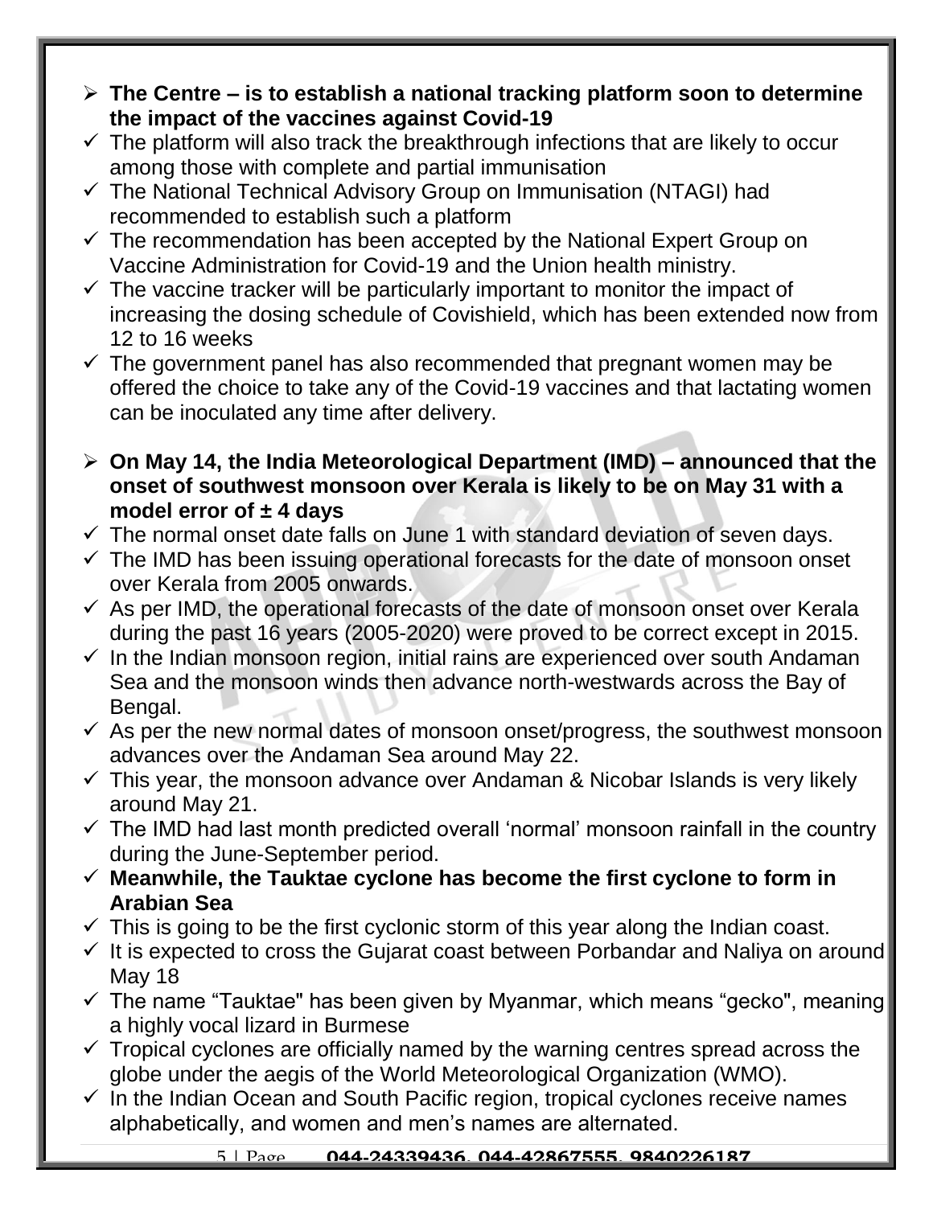- **The Centre – is to establish a national tracking platform soon to determine the impact of the vaccines against Covid-19**
  - ✓ The platform will also track the breakthrough infections that are likely to occur among those with complete and partial immunisation
  - ✓ The National Technical Advisory Group on Immunisation (NTAGI) had recommended to establish such a platform
  - ✓ The recommendation has been accepted by the National Expert Group on Vaccine Administration for Covid-19 and the Union health ministry.
  - ✓ The vaccine tracker will be particularly important to monitor the impact of increasing the dosing schedule of Covishield, which has been extended now from 12 to 16 weeks
  - ✓ The government panel has also recommended that pregnant women may be offered the choice to take any of the Covid-19 vaccines and that lactating women can be inoculated any time after delivery.

- **On May 14, the India Meteorological Department (IMD) – announced that the onset of southwest monsoon over Kerala is likely to be on May 31 with a model error of ± 4 days**
  - ✓ The normal onset date falls on June 1 with standard deviation of seven days.
  - ✓ The IMD has been issuing operational forecasts for the date of monsoon onset over Kerala from 2005 onwards.
  - ✓ As per IMD, the operational forecasts of the date of monsoon onset over Kerala during the past 16 years (2005-2020) were proved to be correct except in 2015.
  - ✓ In the Indian monsoon region, initial rains are experienced over south Andaman Sea and the monsoon winds then advance north-westwards across the Bay of Bengal.
  - ✓ As per the new normal dates of monsoon onset/progress, the southwest monsoon advances over the Andaman Sea around May 22.
  - ✓ This year, the monsoon advance over Andaman & Nicobar Islands is very likely around May 21.
  - ✓ The IMD had last month predicted overall 'normal' monsoon rainfall in the country during the June-September period.
  - ✓ **Meanwhile, the Tauktae cyclone has become the first cyclone to form in Arabian Sea**
  - ✓ This is going to be the first cyclonic storm of this year along the Indian coast.
  - ✓ It is expected to cross the Gujarat coast between Porbandar and Naliya on around May 18
  - ✓ The name "Tauktae" has been given by Myanmar, which means "gecko", meaning a highly vocal lizard in Burmese
  - ✓ Tropical cyclones are officially named by the warning centres spread across the globe under the aegis of the World Meteorological Organization (WMO).
  - ✓ In the Indian Ocean and South Pacific region, tropical cyclones receive names alphabetically, and women and men's names are alternated.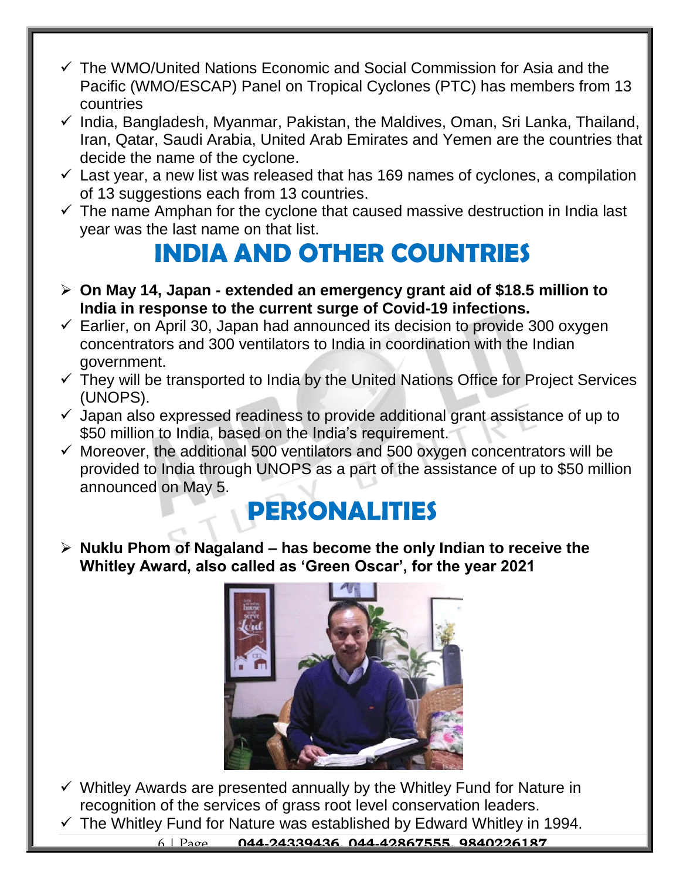- ✓ The WMO/United Nations Economic and Social Commission for Asia and the Pacific (WMO/ESCAP) Panel on Tropical Cyclones (PTC) has members from 13 countries
- ✓ India, Bangladesh, Myanmar, Pakistan, the Maldives, Oman, Sri Lanka, Thailand, Iran, Qatar, Saudi Arabia, United Arab Emirates and Yemen are the countries that decide the name of the cyclone.
- ✓ Last year, a new list was released that has 169 names of cyclones, a compilation of 13 suggestions each from 13 countries.
- ✓ The name Amphan for the cyclone that caused massive destruction in India last year was the last name on that list.

# INDIA AND OTHER COUNTRIES

- ➢ **On May 14, Japan - extended an emergency grant aid of $18.5 million to India in response to the current surge of Covid-19 infections.**
- ✓ Earlier, on April 30, Japan had announced its decision to provide 300 oxygen concentrators and 300 ventilators to India in coordination with the Indian government.
- ✓ They will be transported to India by the United Nations Office for Project Services (UNOPS).
- ✓ Japan also expressed readiness to provide additional grant assistance of up to $50 million to India, based on the India's requirement.
- ✓ Moreover, the additional 500 ventilators and 500 oxygen concentrators will be provided to India through UNOPS as a part of the assistance of up to $50 million announced on May 5.

# PERSONALITIES

- ➢ **Nuklu Phom of Nagaland – has become the only Indian to receive the Whitley Award, also called as 'Green Oscar', for the year 2021**
- ✓ Whitley Awards are presented annually by the Whitley Fund for Nature in recognition of the services of grass root level conservation leaders.
- ✓ The Whitley Fund for Nature was established by Edward Whitley in 1994.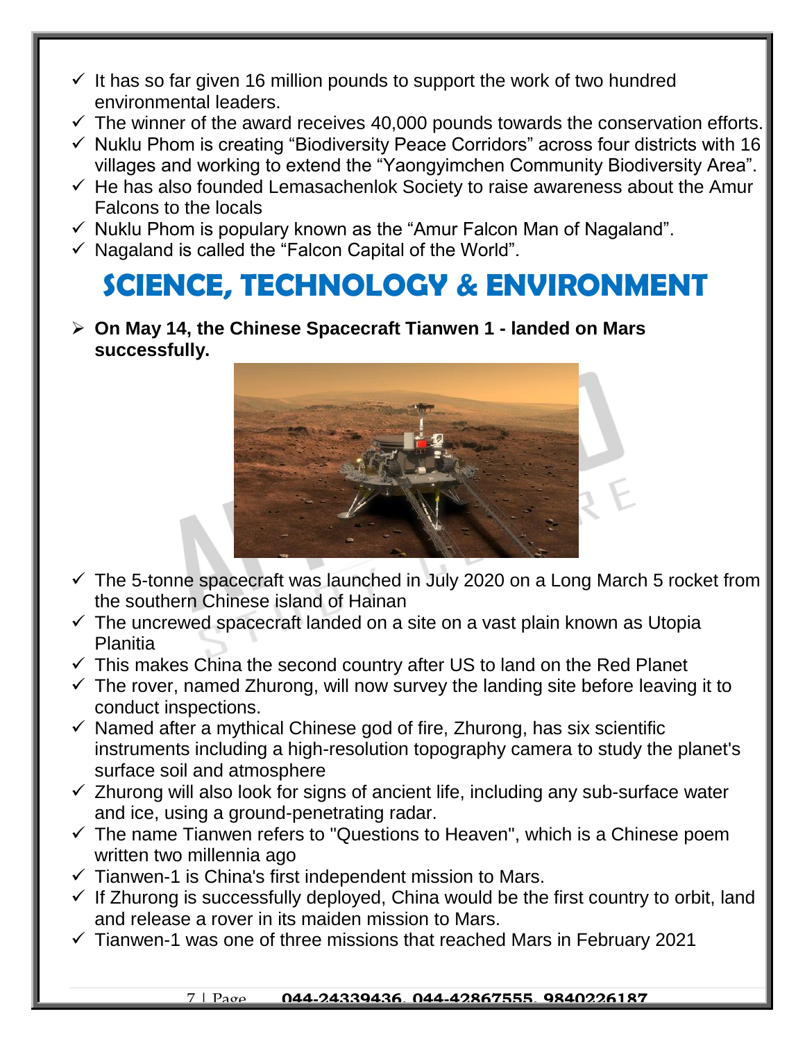- ✓ It has so far given 16 million pounds to support the work of two hundred environmental leaders.
- ✓ The winner of the award receives 40,000 pounds towards the conservation efforts.
- ✓ Nuklu Phom is creating "Biodiversity Peace Corridors" across four districts with 16 villages and working to extend the "Yaongyimchen Community Biodiversity Area".
- ✓ He has also founded Lemasachenlok Society to raise awareness about the Amur Falcons to the locals
- ✓ Nuklu Phom is populary known as the "Amur Falcon Man of Nagaland".
- ✓ Nagaland is called the "Falcon Capital of the World".

# SCIENCE, TECHNOLOGY & ENVIRONMENT

- **On May 14, the Chinese Spacecraft Tianwen 1 - landed on Mars successfully.**

- ✓ The 5-tonne spacecraft was launched in July 2020 on a Long March 5 rocket from the southern Chinese island of Hainan
- ✓ The uncrewed spacecraft landed on a site on a vast plain known as Utopia Planitia
- ✓ This makes China the second country after US to land on the Red Planet
- ✓ The rover, named Zhurong, will now survey the landing site before leaving it to conduct inspections.
- ✓ Named after a mythical Chinese god of fire, Zhurong, has six scientific instruments including a high-resolution topography camera to study the planet's surface soil and atmosphere
- ✓ Zhurong will also look for signs of ancient life, including any sub-surface water and ice, using a ground-penetrating radar.
- ✓ The name Tianwen refers to "Questions to Heaven", which is a Chinese poem written two millennia ago
- ✓ Tianwen-1 is China's first independent mission to Mars.
- ✓ If Zhurong is successfully deployed, China would be the first country to orbit, land and release a rover in its maiden mission to Mars.
- ✓ Tianwen-1 was one of three missions that reached Mars in February 2021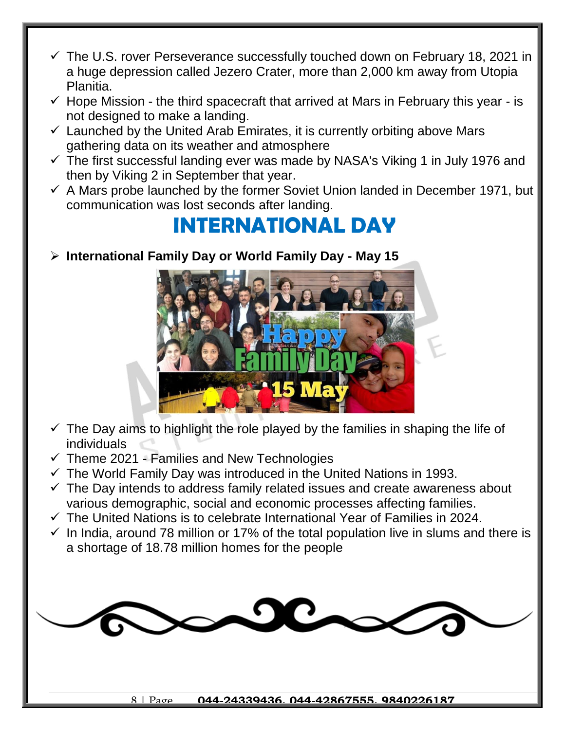- ✓ The U.S. rover Perseverance successfully touched down on February 18, 2021 in a huge depression called Jezero Crater, more than 2,000 km away from Utopia Planitia.
- ✓ Hope Mission - the third spacecraft that arrived at Mars in February this year - is not designed to make a landing.
- ✓ Launched by the United Arab Emirates, it is currently orbiting above Mars gathering data on its weather and atmosphere
- ✓ The first successful landing ever was made by NASA's Viking 1 in July 1976 and then by Viking 2 in September that year.
- ✓ A Mars probe launched by the former Soviet Union landed in December 1971, but communication was lost seconds after landing.

# INTERNATIONAL DAY

- **International Family Day or World Family Day - May 15**

- ✓ The Day aims to highlight the role played by the families in shaping the life of individuals
- ✓ Theme 2021 - Families and New Technologies
- ✓ The World Family Day was introduced in the United Nations in 1993.
- ✓ The Day intends to address family related issues and create awareness about various demographic, social and economic processes affecting families.
- ✓ The United Nations is to celebrate International Year of Families in 2024.
- ✓ In India, around 78 million or 17% of the total population live in slums and there is a shortage of 18.78 million homes for the people